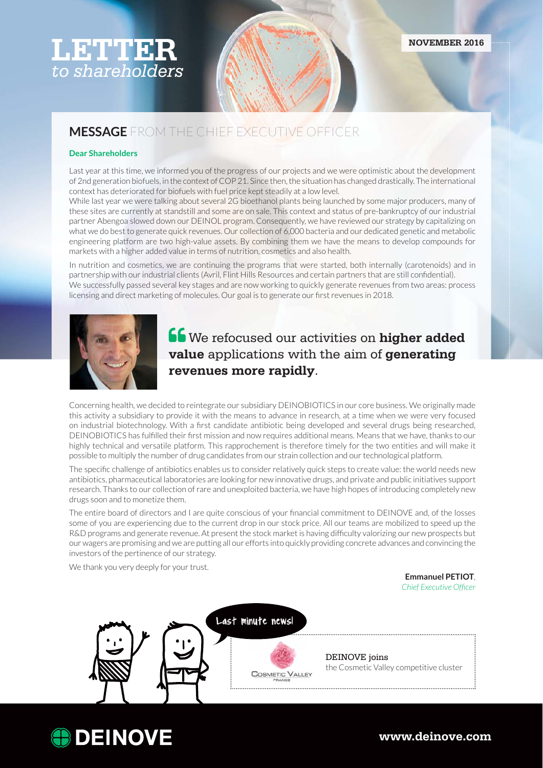# LETTER *to shareholders*

**NOVEMBER 2016**

## MESSAGE FROM THE CHIEF EXECUTIVE OFFICER

**Dear Shareholders**

Last year at this time, we informed you of the progress of our projects and we were optimistic about the development of 2nd generation biofuels, in the context of COP 21. Since then, the situation has changed drastically. The international context has deteriorated for biofuels with fuel price kept steadily at a low level.
While last year we were talking about several 2G bioethanol plants being launched by some major producers, many of these sites are currently at standstill and some are on sale. This context and status of pre-bankruptcy of our industrial partner Abengoa slowed down our DEINOL program. Consequently, we have reviewed our strategy by capitalizing on what we do best to generate quick revenues. Our collection of 6,000 bacteria and our dedicated genetic and metabolic engineering platform are two high-value assets. By combining them we have the means to develop compounds for markets with a higher added value in terms of nutrition, cosmetics and also health.

In nutrition and cosmetics, we are continuing the programs that were started, both internally (carotenoids) and in partnership with our industrial clients (Avril, Flint Hills Resources and certain partners that are still confidential).
We successfully passed several key stages and are now working to quickly generate revenues from two areas: process licensing and direct marketing of molecules. Our goal is to generate our first revenues in 2018.

> “We refocused our activities on **higher added value** applications with the aim of **generating revenues more rapidly**.

Concerning health, we decided to reintegrate our subsidiary DEINOBIOTICS in our core business. We originally made this activity a subsidiary to provide it with the means to advance in research, at a time when we were very focused on industrial biotechnology. With a first candidate antibiotic being developed and several drugs being researched, DEINOBIOTICS has fulfilled their first mission and now requires additional means. Means that we have, thanks to our highly technical and versatile platform. This rapprochement is therefore timely for the two entities and will make it possible to multiply the number of drug candidates from our strain collection and our technological platform.

The specific challenge of antibiotics enables us to consider relatively quick steps to create value: the world needs new antibiotics, pharmaceutical laboratories are looking for new innovative drugs, and private and public initiatives support research. Thanks to our collection of rare and unexploited bacteria, we have high hopes of introducing completely new drugs soon and to monetize them.

The entire board of directors and I are quite conscious of your financial commitment to DEINOVE and, of the losses some of you are experiencing due to the current drop in our stock price. All our teams are mobilized to speed up the R&D programs and generate revenue. At present the stock market is having difficulty valorizing our new prospects but our wagers are promising and we are putting all our efforts into quickly providing concrete advances and convincing the investors of the pertinence of our strategy.

We thank you very deeply for your trust.

**Emmanuel PETIOT**,
*Chief Executive Officer*

**Last minute news!**

DEINOVE joins the Cosmetic Valley competitive cluster

**DEINOVE**

www.deinove.com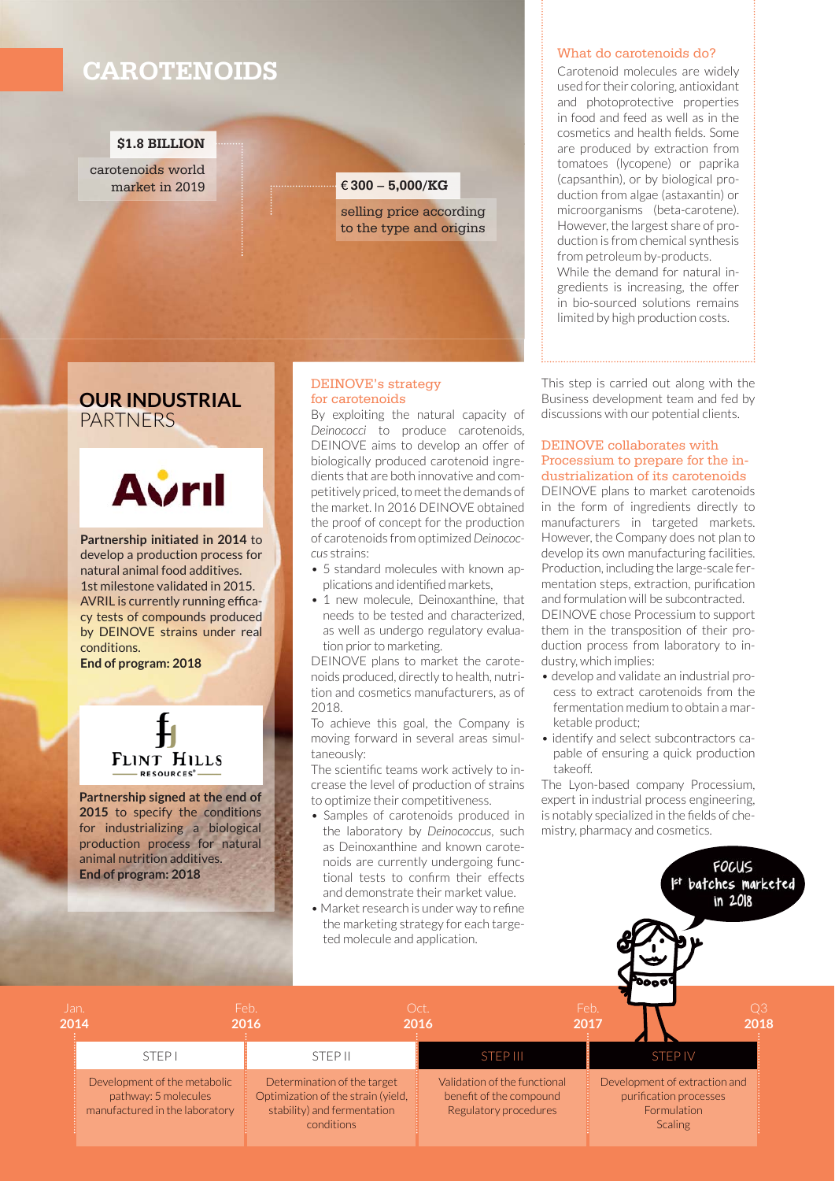# CAROTENOIDS

**$1.8 BILLION**

carotenoids world market in 2019

**€ 300 – 5,000/KG**

selling price according to the type and origins

### What do carotenoids do?

Carotenoid molecules are widely used for their coloring, antioxidant and photoprotective properties in food and feed as well as in the cosmetics and health fields. Some are produced by extraction from tomatoes (lycopene) or paprika (capsanthin), or by biological production from algae (astaxantin) or microorganisms (beta-carotene). However, the largest share of production is from chemical synthesis from petroleum by-products.
While the demand for natural ingredients is increasing, the offer in bio-sourced solutions remains limited by high production costs.

## OUR INDUSTRIAL PARTNERS

**Avril**

**Partnership initiated in 2014** to develop a production process for natural animal food additives. 1st milestone validated in 2015. AVRIL is currently running efficacy tests of compounds produced by DEINOVE strains under real conditions.
**End of program: 2018**

**Flint Hills Resources**

**Partnership signed at the end of 2015** to specify the conditions for industrializing a biological production process for natural animal nutrition additives.
**End of program: 2018**

### DEINOVE's strategy for carotenoids

By exploiting the natural capacity of *Deinococci* to produce carotenoids, DEINOVE aims to develop an offer of biologically produced carotenoid ingredients that are both innovative and competitively priced, to meet the demands of the market. In 2016 DEINOVE obtained the proof of concept for the production of carotenoids from optimized *Deinococcus* strains:

- 5 standard molecules with known applications and identified markets,
- 1 new molecule, Deinoxanthine, that needs to be tested and characterized, as well as undergo regulatory evaluation prior to marketing.

DEINOVE plans to market the carotenoids produced, directly to health, nutrition and cosmetics manufacturers, as of 2018.

To achieve this goal, the Company is moving forward in several areas simultaneously:

The scientific teams work actively to increase the level of production of strains to optimize their competitiveness.

- Samples of carotenoids produced in the laboratory by *Deinococcus*, such as Deinoxanthine and known carotenoids are currently undergoing functional tests to confirm their effects and demonstrate their market value.
- Market research is under way to refine the marketing strategy for each targeted molecule and application.

This step is carried out along with the Business development team and fed by discussions with our potential clients.

### DEINOVE collaborates with Processium to prepare for the industrialization of its carotenoids

DEINOVE plans to market carotenoids in the form of ingredients directly to manufacturers in targeted markets. However, the Company does not plan to develop its own manufacturing facilities. Production, including the large-scale fermentation steps, extraction, purification and formulation will be subcontracted.
DEINOVE chose Processium to support them in the transposition of their production process from laboratory to industry, which implies:

- develop and validate an industrial process to extract carotenoids from the fermentation medium to obtain a marketable product;
- identify and select subcontractors capable of ensuring a quick production takeoff.

The Lyon-based company Processium, expert in industrial process engineering, is notably specialized in the fields of chemistry, pharmacy and cosmetics.

**FOCUS**
1st batches marketed in 2018

| Jan. 2014 – Feb. 2016 | Feb. 2016 – Oct. 2016 | Oct. 2016 – Feb. 2017 | Feb. 2017 – Q3 2018 |
|---|---|---|---|
| STEP I | STEP II | STEP III | STEP IV |
| Development of the metabolic pathway: 5 molecules manufactured in the laboratory | Determination of the target Optimization of the strain (yield, stability) and fermentation conditions | Validation of the functional benefit of the compound Regulatory procedures | Development of extraction and purification processes Formulation Scaling |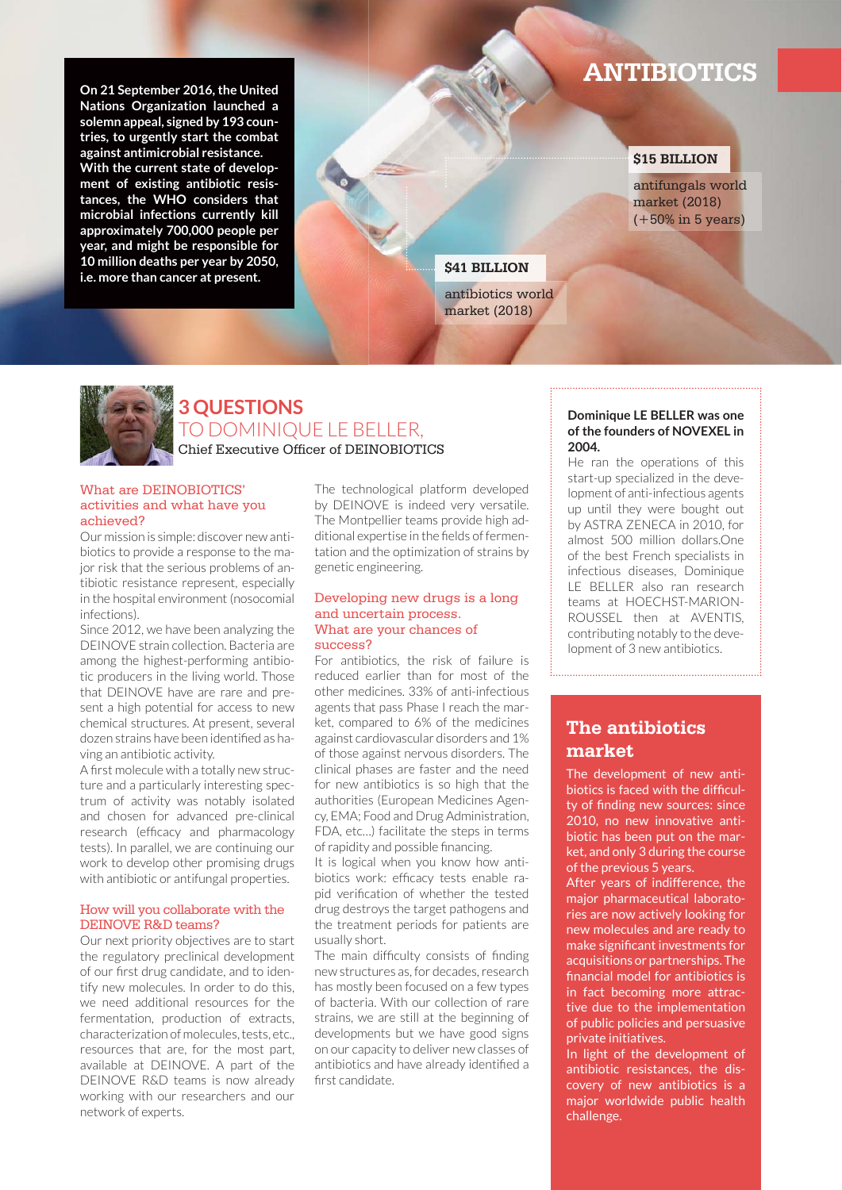# ANTIBIOTICS

**On 21 September 2016, the United Nations Organization launched a solemn appeal, signed by 193 countries, to urgently start the combat against antimicrobial resistance. With the current state of development of existing antibiotic resistances, the WHO considers that microbial infections currently kill approximately 700,000 people per year, and might be responsible for 10 million deaths per year by 2050, i.e. more than cancer at present.**

**$15 BILLION**

antifungals world market (2018) (+50% in 5 years)

**$41 BILLION**

antibiotics world market (2018)

## 3 QUESTIONS TO DOMINIQUE LE BELLER,

Chief Executive Officer of DEINOBIOTICS

### What are DEINOBIOTICS' activities and what have you achieved?

Our mission is simple: discover new antibiotics to provide a response to the major risk that the serious problems of antibiotic resistance represent, especially in the hospital environment (nosocomial infections).

Since 2012, we have been analyzing the DEINOVE strain collection. Bacteria are among the highest-performing antibiotic producers in the living world. Those that DEINOVE have are rare and present a high potential for access to new chemical structures. At present, several dozen strains have been identified as having an antibiotic activity.

A first molecule with a totally new structure and a particularly interesting spectrum of activity was notably isolated and chosen for advanced pre-clinical research (efficacy and pharmacology tests). In parallel, we are continuing our work to develop other promising drugs with antibiotic or antifungal properties.

### How will you collaborate with the DEINOVE R&D teams?

Our next priority objectives are to start the regulatory preclinical development of our first drug candidate, and to identify new molecules. In order to do this, we need additional resources for the fermentation, production of extracts, characterization of molecules, tests, etc., resources that are, for the most part, available at DEINOVE. A part of the DEINOVE R&D teams is now already working with our researchers and our network of experts.

The technological platform developed by DEINOVE is indeed very versatile. The Montpellier teams provide high additional expertise in the fields of fermentation and the optimization of strains by genetic engineering.

### Developing new drugs is a long and uncertain process. What are your chances of success?

For antibiotics, the risk of failure is reduced earlier than for most of the other medicines. 33% of anti-infectious agents that pass Phase I reach the market, compared to 6% of the medicines against cardiovascular disorders and 1% of those against nervous disorders. The clinical phases are faster and the need for new antibiotics is so high that the authorities (European Medicines Agency, EMA; Food and Drug Administration, FDA, etc...) facilitate the steps in terms of rapidity and possible financing.

It is logical when you know how antibiotics work: efficacy tests enable rapid verification of whether the tested drug destroys the target pathogens and the treatment periods for patients are usually short.

The main difficulty consists of finding new structures as, for decades, research has mostly been focused on a few types of bacteria. With our collection of rare strains, we are still at the beginning of developments but we have good signs on our capacity to deliver new classes of antibiotics and have already identified a first candidate.

**Dominique LE BELLER was one of the founders of NOVEXEL in 2004.**

He ran the operations of this start-up specialized in the development of anti-infectious agents up until they were bought out by ASTRA ZENECA in 2010, for almost 500 million dollars.One of the best French specialists in infectious diseases, Dominique LE BELLER also ran research teams at HOECHST-MARION-ROUSSEL then at AVENTIS, contributing notably to the development of 3 new antibiotics.

## The antibiotics market

The development of new antibiotics is faced with the difficulty of finding new sources: since 2010, no new innovative antibiotic has been put on the market, and only 3 during the course of the previous 5 years.

After years of indifference, the major pharmaceutical laboratories are now actively looking for new molecules and are ready to make significant investments for acquisitions or partnerships. The financial model for antibiotics is in fact becoming more attractive due to the implementation of public policies and persuasive private initiatives.

In light of the development of antibiotic resistances, the discovery of new antibiotics is a major worldwide public health challenge.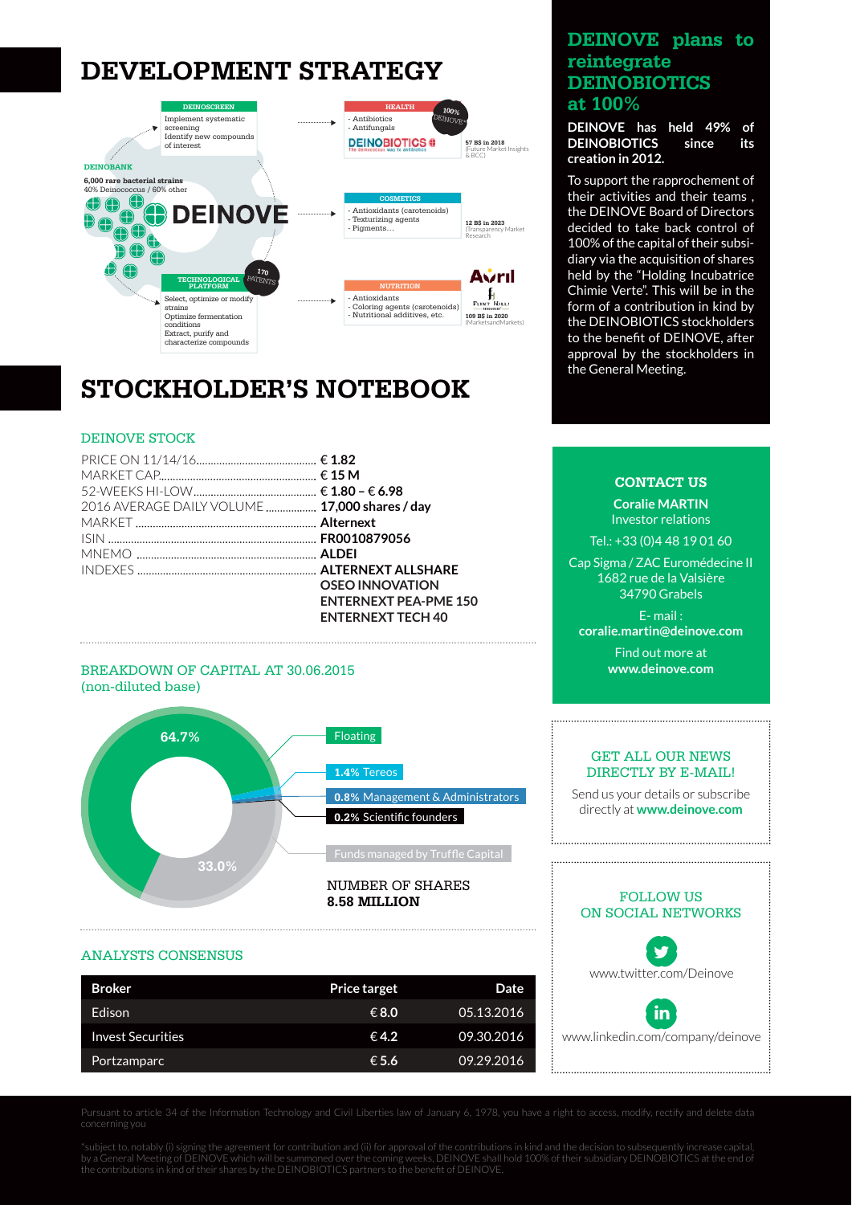# DEVELOPMENT STRATEGY

DEINOSCREEN
Implement systematic screening
Identify new compounds of interest

DEINOBANK
6,000 rare bacterial strains
40% Deinococcus / 60% other

DEINOVE

TECHNOLOGICAL PLATFORM
170 PATENTS
Select, optimize or modify strains
Optimize fermentation conditions
Extract, purify and characterize compounds

HEALTH
- Antibiotics
- Antifungals
DEINOBIOTICS
The deinococcus way to antibiotics
100% DEINOVE*
57 B$ in 2018
(Future Market Insights & BCC)

COSMETICS
- Antioxidants (carotenoids)
- Texturizing agents
- Pigments…
12 B$ in 2023
(Transparency Market Research)

NUTRITION
- Antioxidants
- Coloring agents (carotenoids)
- Nutritional additives, etc.
Avril
Flint Hills Resources
109 B$ in 2020
(MarketsandMarkets)

# STOCKHOLDER'S NOTEBOOK

## DEINOVE STOCK

| | |
|---|---|
| PRICE ON 11/14/16 | **€ 1.82** |
| MARKET CAP | **€ 15 M** |
| 52-WEEKS HI-LOW | **€ 1.80 – € 6.98** |
| 2016 AVERAGE DAILY VOLUME | **17,000 shares / day** |
| MARKET | **Alternext** |
| ISIN | **FR0010879056** |
| MNEMO | **ALDEI** |
| INDEXES | **ALTERNEXT ALLSHARE**<br>**OSEO INNOVATION**<br>**ENTERNEXT PEA-PME 150**<br>**ENTERNEXT TECH 40** |

## BREAKDOWN OF CAPITAL AT 30.06.2015
(non-diluted base)

64.7%
Floating
1.4% Tereos
0.8% Management & Administrators
0.2% Scientific founders
33.0%
Funds managed by Truffle Capital

NUMBER OF SHARES
**8.58 MILLION**

## ANALYSTS CONSENSUS

| Broker | Price target | Date |
|---|---|---|
| Edison | €8.0 | 05.13.2016 |
| Invest Securities | €4.2 | 09.30.2016 |
| Portzamparc | €5.6 | 09.29.2016 |

## DEINOVE plans to reintegrate DEINOBIOTICS at 100%

**DEINOVE has held 49% of DEINOBIOTICS since its creation in 2012.**

To support the rapprochement of their activities and their teams , the DEINOVE Board of Directors decided to take back control of 100% of the capital of their subsidiary via the acquisition of shares held by the "Holding Incubatrice Chimie Verte". This will be in the form of a contribution in kind by the DEINOBIOTICS stockholders to the benefit of DEINOVE, after approval by the stockholders in the General Meeting.

### CONTACT US

**Coralie MARTIN**
Investor relations

Tel.: +33 (0)4 48 19 01 60

Cap Sigma / ZAC Eurómedecine II
1682 rue de la Valsière
34790 Grabels

E- mail :
**coralie.martin@deinove.com**

Find out more at
**www.deinove.com**

### GET ALL OUR NEWS DIRECTLY BY E-MAIL!

Send us your details or subscribe directly at **www.deinove.com**

### FOLLOW US ON SOCIAL NETWORKS

www.twitter.com/Deinove

www.linkedin.com/company/deinove

Pursuant to article 34 of the Information Technology and Civil Liberties law of January 6, 1978, you have a right to access, modify, rectify and delete data concerning you

*subject to, notably (i) signing the agreement for contribution and (ii) for approval of the contributions in kind and the decision to subsequently increase capital, by a General Meeting of DEINOVE which will be summoned over the coming weeks, DEINOVE shall hold 100% of their subsidiary DEINOBIOTICS at the end of the contributions in kind of their shares by the DEINOBIOTICS partners to the benefit of DEINOVE.